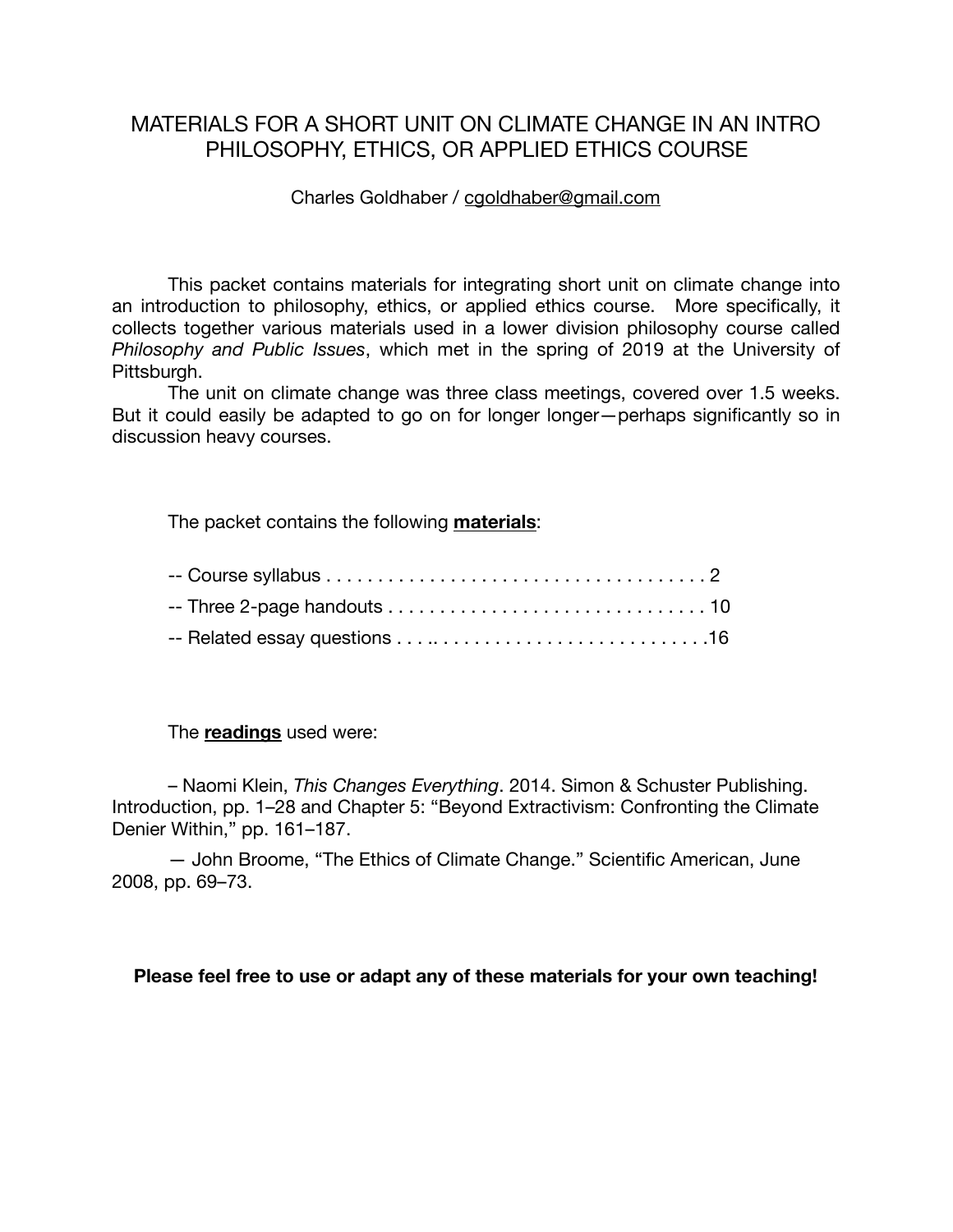# MATERIALS FOR A SHORT UNIT ON CLIMATE CHANGE IN AN INTRO PHILOSOPHY, ETHICS, OR APPLIED ETHICS COURSE

Charles Goldhaber / cgoldhaber@gmail.com

This packet contains materials for integrating short unit on climate change into an introduction to philosophy, ethics, or applied ethics course. More specifically, it collects together various materials used in a lower division philosophy course called *Philosophy and Public Issues*, which met in the spring of 2019 at the University of Pittsburgh.

The unit on climate change was three class meetings, covered over 1.5 weeks. But it could easily be adapted to go on for longer longer—perhaps significantly so in discussion heavy courses.

The packet contains the following **materials**:

-- Course syllabus . . . . . . . . . . . . . . . . . . . . . . . . . . . . . . . . . . . . . 2

-- Three 2-page handouts . . . . . . . . . . . . . . . . . . . . . . . . . . . . . . . 10

-- Related essay questions . . . .. . . . . . . . . . . . . . . . . . . . . . . . . . .16

The **readings** used were:

– Naomi Klein, *This Changes Everything*. 2014. Simon & Schuster Publishing. Introduction, pp. 1–28 and Chapter 5: "Beyond Extractivism: Confronting the Climate Denier Within," pp. 161–187.

— John Broome, "The Ethics of Climate Change." Scientific American, June 2008, pp. 69–73.

**Please feel free to use or adapt any of these materials for your own teaching!**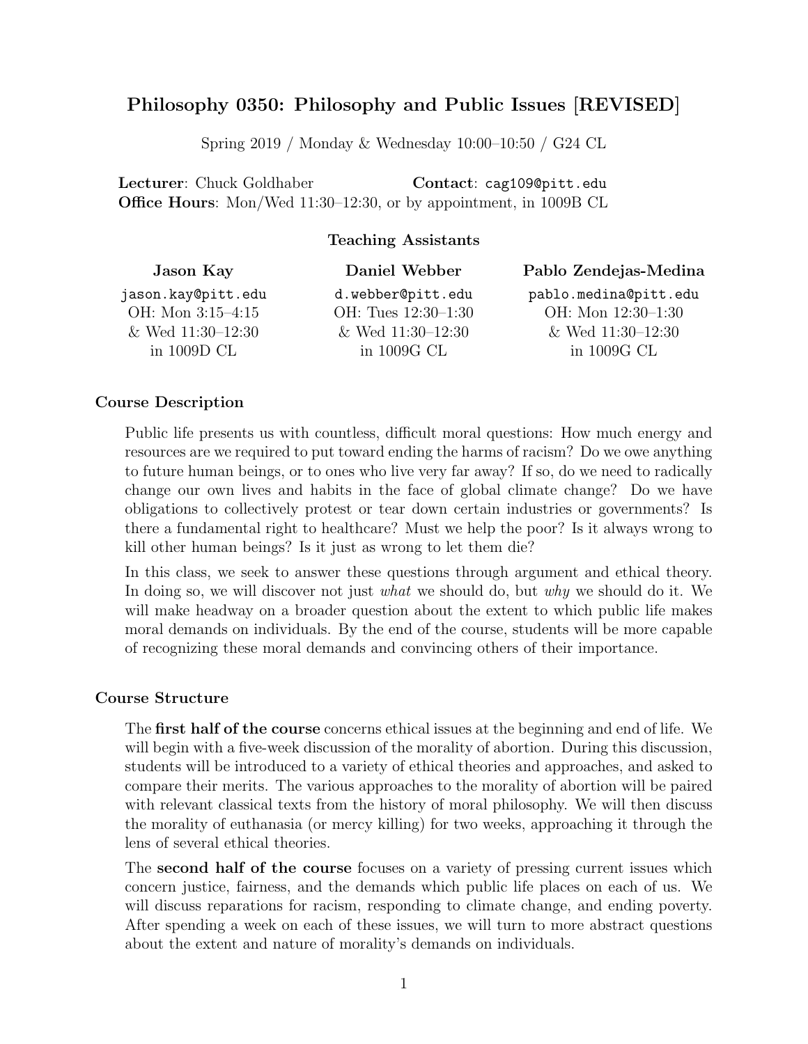# Philosophy 0350: Philosophy and Public Issues [REVISED]

Spring 2019 / Monday & Wednesday 10:00–10:50 / G24 CL

**Lecturer**: Chuck Goldhaber **Contact**: `cag109@pitt.edu`
**Office Hours**: Mon/Wed 11:30–12:30, or by appointment, in 1009B CL

### Teaching Assistants

| Jason Kay | Daniel Webber | Pablo Zendejas-Medina |
|---|---|---|
| `jason.kay@pitt.edu` | `d.webber@pitt.edu` | `pablo.medina@pitt.edu` |
| OH: Mon 3:15–4:15 | OH: Tues 12:30–1:30 | OH: Mon 12:30–1:30 |
| & Wed 11:30–12:30 | & Wed 11:30–12:30 | & Wed 11:30–12:30 |
| in 1009D CL | in 1009G CL | in 1009G CL |

### Course Description

Public life presents us with countless, difficult moral questions: How much energy and resources are we required to put toward ending the harms of racism? Do we owe anything to future human beings, or to ones who live very far away? If so, do we need to radically change our own lives and habits in the face of global climate change? Do we have obligations to collectively protest or tear down certain industries or governments? Is there a fundamental right to healthcare? Must we help the poor? Is it always wrong to kill other human beings? Is it just as wrong to let them die?

In this class, we seek to answer these questions through argument and ethical theory. In doing so, we will discover not just *what* we should do, but *why* we should do it. We will make headway on a broader question about the extent to which public life makes moral demands on individuals. By the end of the course, students will be more capable of recognizing these moral demands and convincing others of their importance.

### Course Structure

The **first half of the course** concerns ethical issues at the beginning and end of life. We will begin with a five-week discussion of the morality of abortion. During this discussion, students will be introduced to a variety of ethical theories and approaches, and asked to compare their merits. The various approaches to the morality of abortion will be paired with relevant classical texts from the history of moral philosophy. We will then discuss the morality of euthanasia (or mercy killing) for two weeks, approaching it through the lens of several ethical theories.

The **second half of the course** focuses on a variety of pressing current issues which concern justice, fairness, and the demands which public life places on each of us. We will discuss reparations for racism, responding to climate change, and ending poverty. After spending a week on each of these issues, we will turn to more abstract questions about the extent and nature of morality's demands on individuals.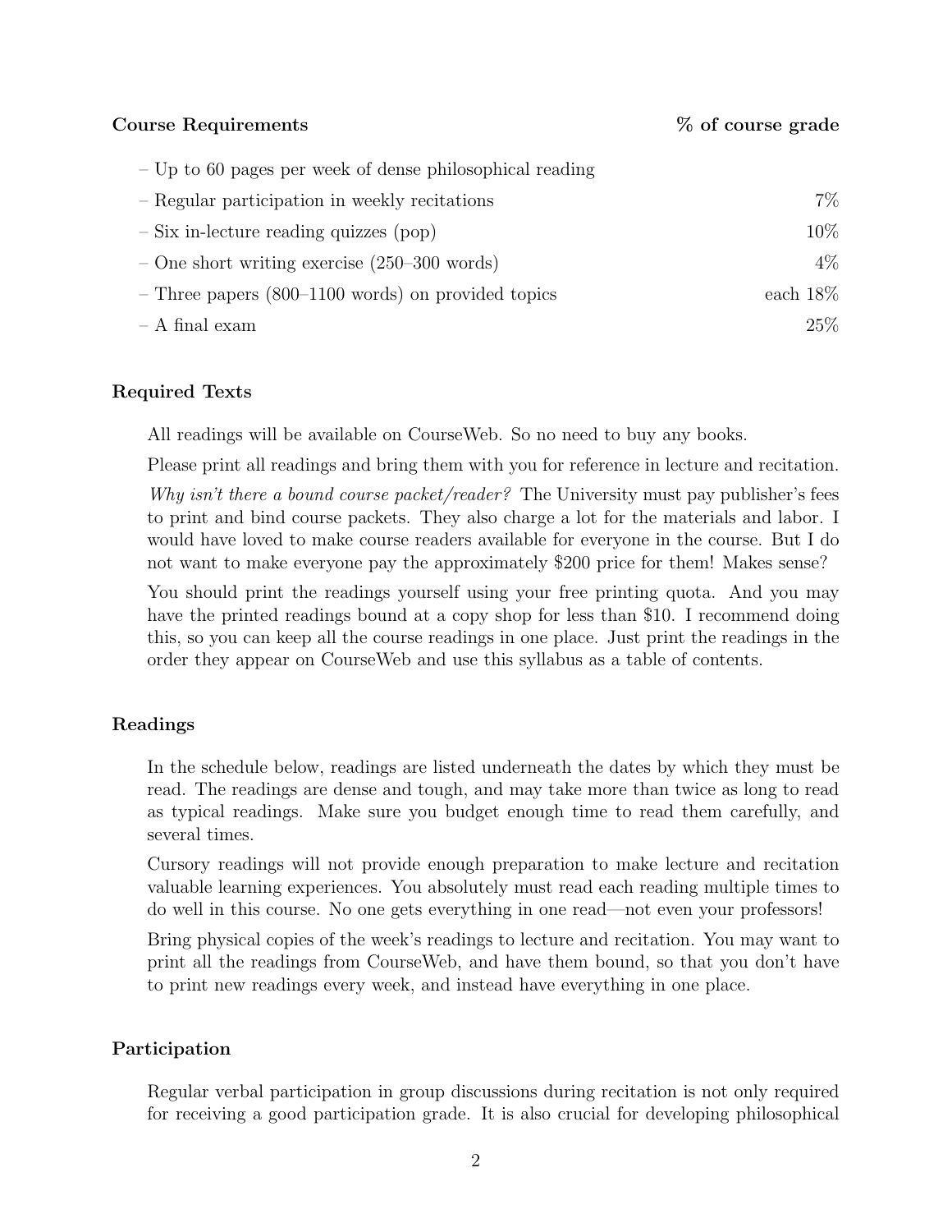| **Course Requirements** | **% of course grade** |
| --- | --- |
| – Up to 60 pages per week of dense philosophical reading | |
| – Regular participation in weekly recitations | 7% |
| – Six in-lecture reading quizzes (pop) | 10% |
| – One short writing exercise (250–300 words) | 4% |
| – Three papers (800–1100 words) on provided topics | each 18% |
| – A final exam | 25% |

### Required Texts

All readings will be available on CourseWeb. So no need to buy any books.

Please print all readings and bring them with you for reference in lecture and recitation.

*Why isn't there a bound course packet/reader?* The University must pay publisher's fees to print and bind course packets. They also charge a lot for the materials and labor. I would have loved to make course readers available for everyone in the course. But I do not want to make everyone pay the approximately $200 price for them! Makes sense?

You should print the readings yourself using your free printing quota. And you may have the printed readings bound at a copy shop for less than $10. I recommend doing this, so you can keep all the course readings in one place. Just print the readings in the order they appear on CourseWeb and use this syllabus as a table of contents.

### Readings

In the schedule below, readings are listed underneath the dates by which they must be read. The readings are dense and tough, and may take more than twice as long to read as typical readings. Make sure you budget enough time to read them carefully, and several times.

Cursory readings will not provide enough preparation to make lecture and recitation valuable learning experiences. You absolutely must read each reading multiple times to do well in this course. No one gets everything in one read—not even your professors!

Bring physical copies of the week's readings to lecture and recitation. You may want to print all the readings from CourseWeb, and have them bound, so that you don't have to print new readings every week, and instead have everything in one place.

### Participation

Regular verbal participation in group discussions during recitation is not only required for receiving a good participation grade. It is also crucial for developing philosophical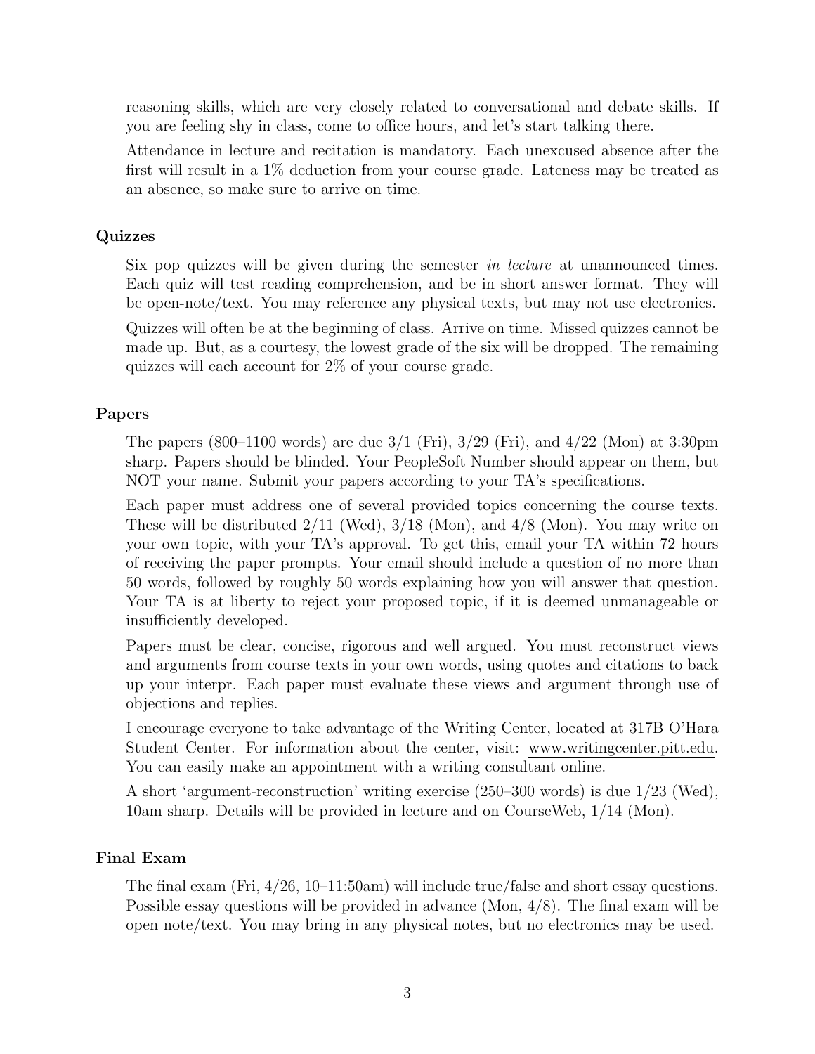reasoning skills, which are very closely related to conversational and debate skills. If you are feeling shy in class, come to office hours, and let's start talking there.

Attendance in lecture and recitation is mandatory. Each unexcused absence after the first will result in a 1% deduction from your course grade. Lateness may be treated as an absence, so make sure to arrive on time.

### Quizzes

Six pop quizzes will be given during the semester *in lecture* at unannounced times. Each quiz will test reading comprehension, and be in short answer format. They will be open-note/text. You may reference any physical texts, but may not use electronics.

Quizzes will often be at the beginning of class. Arrive on time. Missed quizzes cannot be made up. But, as a courtesy, the lowest grade of the six will be dropped. The remaining quizzes will each account for 2% of your course grade.

### Papers

The papers (800–1100 words) are due 3/1 (Fri), 3/29 (Fri), and 4/22 (Mon) at 3:30pm sharp. Papers should be blinded. Your PeopleSoft Number should appear on them, but NOT your name. Submit your papers according to your TA's specifications.

Each paper must address one of several provided topics concerning the course texts. These will be distributed 2/11 (Wed), 3/18 (Mon), and 4/8 (Mon). You may write on your own topic, with your TA's approval. To get this, email your TA within 72 hours of receiving the paper prompts. Your email should include a question of no more than 50 words, followed by roughly 50 words explaining how you will answer that question. Your TA is at liberty to reject your proposed topic, if it is deemed unmanageable or insufficiently developed.

Papers must be clear, concise, rigorous and well argued. You must reconstruct views and arguments from course texts in your own words, using quotes and citations to back up your interpr. Each paper must evaluate these views and argument through use of objections and replies.

I encourage everyone to take advantage of the Writing Center, located at 317B O'Hara Student Center. For information about the center, visit: www.writingcenter.pitt.edu. You can easily make an appointment with a writing consultant online.

A short 'argument-reconstruction' writing exercise (250–300 words) is due 1/23 (Wed), 10am sharp. Details will be provided in lecture and on CourseWeb, 1/14 (Mon).

### Final Exam

The final exam (Fri, 4/26, 10–11:50am) will include true/false and short essay questions. Possible essay questions will be provided in advance (Mon, 4/8). The final exam will be open note/text. You may bring in any physical notes, but no electronics may be used.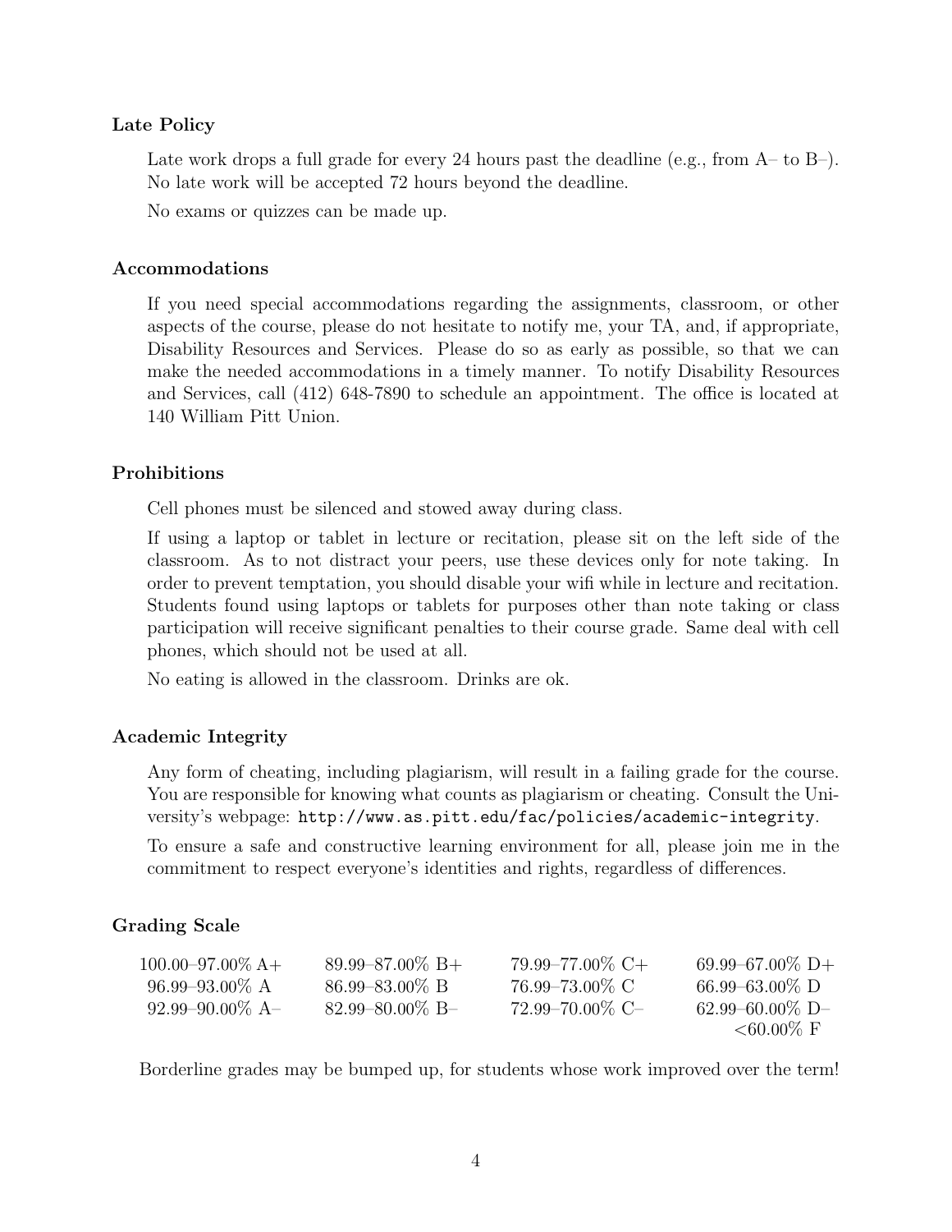### Late Policy

Late work drops a full grade for every 24 hours past the deadline (e.g., from A– to B–). No late work will be accepted 72 hours beyond the deadline.

No exams or quizzes can be made up.

### Accommodations

If you need special accommodations regarding the assignments, classroom, or other aspects of the course, please do not hesitate to notify me, your TA, and, if appropriate, Disability Resources and Services. Please do so as early as possible, so that we can make the needed accommodations in a timely manner. To notify Disability Resources and Services, call (412) 648-7890 to schedule an appointment. The office is located at 140 William Pitt Union.

### Prohibitions

Cell phones must be silenced and stowed away during class.

If using a laptop or tablet in lecture or recitation, please sit on the left side of the classroom. As to not distract your peers, use these devices only for note taking. In order to prevent temptation, you should disable your wifi while in lecture and recitation. Students found using laptops or tablets for purposes other than note taking or class participation will receive significant penalties to their course grade. Same deal with cell phones, which should not be used at all.

No eating is allowed in the classroom. Drinks are ok.

### Academic Integrity

Any form of cheating, including plagiarism, will result in a failing grade for the course. You are responsible for knowing what counts as plagiarism or cheating. Consult the University's webpage: `http://www.as.pitt.edu/fac/policies/academic-integrity`.

To ensure a safe and constructive learning environment for all, please join me in the commitment to respect everyone's identities and rights, regardless of differences.

### Grading Scale

| | | | |
|---|---|---|---|
| 100.00–97.00% A+ | 89.99–87.00% B+ | 79.99–77.00% C+ | 69.99–67.00% D+ |
| 96.99–93.00% A | 86.99–83.00% B | 76.99–73.00% C | 66.99–63.00% D |
| 92.99–90.00% A– | 82.99–80.00% B– | 72.99–70.00% C– | 62.99–60.00% D– |
| | | | <60.00% F |

Borderline grades may be bumped up, for students whose work improved over the term!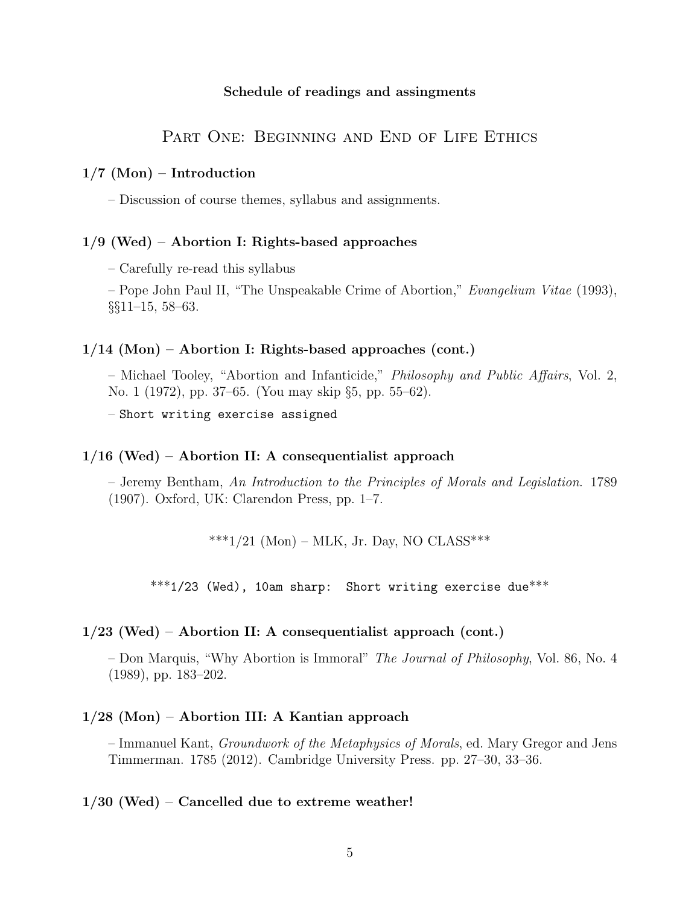**Schedule of readings and assingments**

## Part One: Beginning and End of Life Ethics

### 1/7 (Mon) – Introduction

– Discussion of course themes, syllabus and assignments.

### 1/9 (Wed) – Abortion I: Rights-based approaches

– Carefully re-read this syllabus

– Pope John Paul II, "The Unspeakable Crime of Abortion," *Evangelium Vitae* (1993), §§11–15, 58–63.

### 1/14 (Mon) – Abortion I: Rights-based approaches (cont.)

– Michael Tooley, "Abortion and Infanticide," *Philosophy and Public Affairs*, Vol. 2, No. 1 (1972), pp. 37–65. (You may skip §5, pp. 55–62).

– `Short writing exercise assigned`

### 1/16 (Wed) – Abortion II: A consequentialist approach

– Jeremy Bentham, *An Introduction to the Principles of Morals and Legislation.* 1789 (1907). Oxford, UK: Clarendon Press, pp. 1–7.

***1/21 (Mon) – MLK, Jr. Day, NO CLASS***

***`1/23 (Wed), 10am sharp: Short writing exercise due`***

### 1/23 (Wed) – Abortion II: A consequentialist approach (cont.)

– Don Marquis, "Why Abortion is Immoral" *The Journal of Philosophy*, Vol. 86, No. 4 (1989), pp. 183–202.

### 1/28 (Mon) – Abortion III: A Kantian approach

– Immanuel Kant, *Groundwork of the Metaphysics of Morals*, ed. Mary Gregor and Jens Timmerman. 1785 (2012). Cambridge University Press. pp. 27–30, 33–36.

### 1/30 (Wed) – Cancelled due to extreme weather!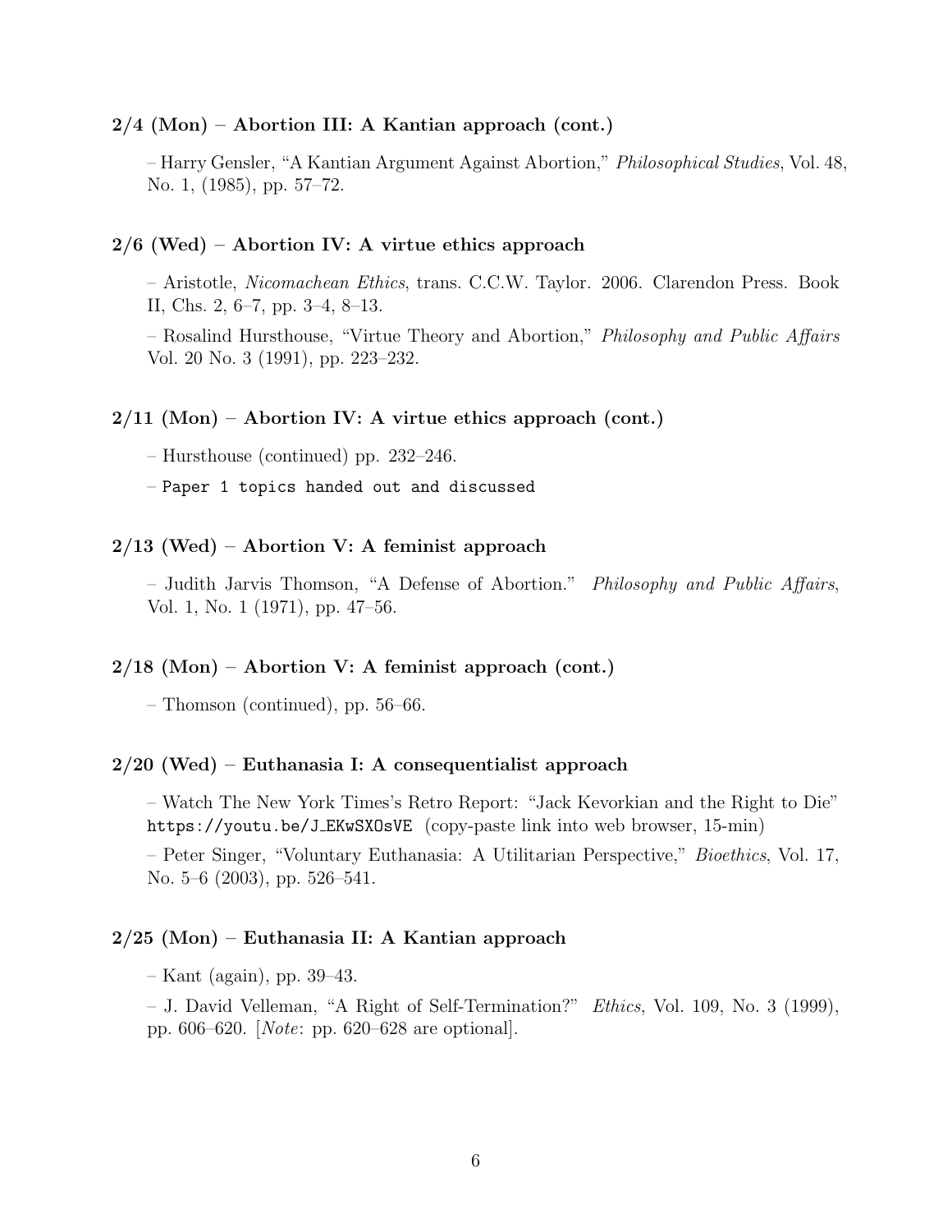**2/4 (Mon) – Abortion III: A Kantian approach (cont.)**

– Harry Gensler, "A Kantian Argument Against Abortion," *Philosophical Studies*, Vol. 48, No. 1, (1985), pp. 57–72.

**2/6 (Wed) – Abortion IV: A virtue ethics approach**

– Aristotle, *Nicomachean Ethics*, trans. C.C.W. Taylor. 2006. Clarendon Press. Book II, Chs. 2, 6–7, pp. 3–4, 8–13.

– Rosalind Hursthouse, "Virtue Theory and Abortion," *Philosophy and Public Affairs* Vol. 20 No. 3 (1991), pp. 223–232.

**2/11 (Mon) – Abortion IV: A virtue ethics approach (cont.)**

– Hursthouse (continued) pp. 232–246.

– `Paper 1 topics handed out and discussed`

**2/13 (Wed) – Abortion V: A feminist approach**

– Judith Jarvis Thomson, "A Defense of Abortion." *Philosophy and Public Affairs*, Vol. 1, No. 1 (1971), pp. 47–56.

**2/18 (Mon) – Abortion V: A feminist approach (cont.)**

– Thomson (continued), pp. 56–66.

**2/20 (Wed) – Euthanasia I: A consequentialist approach**

– Watch The New York Times's Retro Report: "Jack Kevorkian and the Right to Die" `https://youtu.be/J_EKwSXOsVE` (copy-paste link into web browser, 15-min)

– Peter Singer, "Voluntary Euthanasia: A Utilitarian Perspective," *Bioethics*, Vol. 17, No. 5–6 (2003), pp. 526–541.

**2/25 (Mon) – Euthanasia II: A Kantian approach**

– Kant (again), pp. 39–43.

– J. David Velleman, "A Right of Self-Termination?" *Ethics*, Vol. 109, No. 3 (1999), pp. 606–620. [*Note*: pp. 620–628 are optional].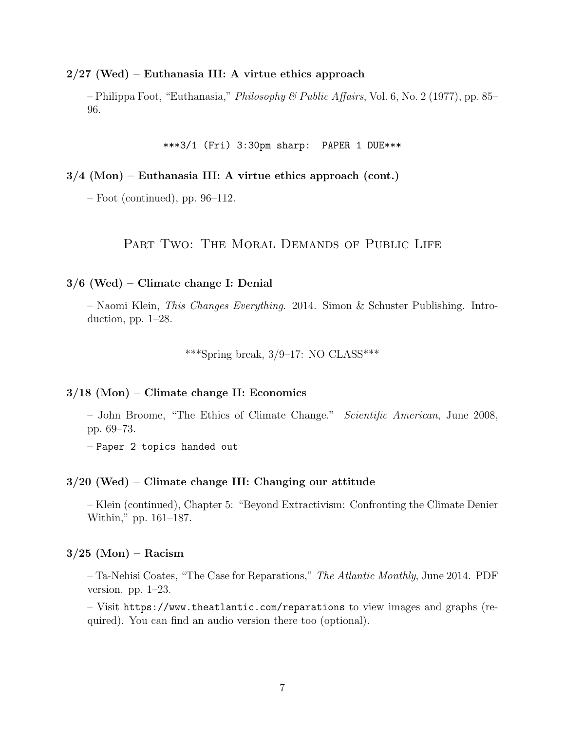**2/27 (Wed) – Euthanasia III: A virtue ethics approach**

– Philippa Foot, "Euthanasia," *Philosophy & Public Affairs*, Vol. 6, No. 2 (1977), pp. 85–96.

`***3/1 (Fri) 3:30pm sharp: PAPER 1 DUE***`

**3/4 (Mon) – Euthanasia III: A virtue ethics approach (cont.)**

– Foot (continued), pp. 96–112.

## Part Two: The Moral Demands of Public Life

**3/6 (Wed) – Climate change I: Denial**

– Naomi Klein, *This Changes Everything*. 2014. Simon & Schuster Publishing. Introduction, pp. 1–28.

***Spring break, 3/9–17: NO CLASS***

**3/18 (Mon) – Climate change II: Economics**

– John Broome, "The Ethics of Climate Change." *Scientific American*, June 2008, pp. 69–73.

– `Paper 2 topics handed out`

**3/20 (Wed) – Climate change III: Changing our attitude**

– Klein (continued), Chapter 5: "Beyond Extractivism: Confronting the Climate Denier Within," pp. 161–187.

**3/25 (Mon) – Racism**

– Ta-Nehisi Coates, "The Case for Reparations," *The Atlantic Monthly*, June 2014. PDF version. pp. 1–23.

– Visit `https://www.theatlantic.com/reparations` to view images and graphs (required). You can find an audio version there too (optional).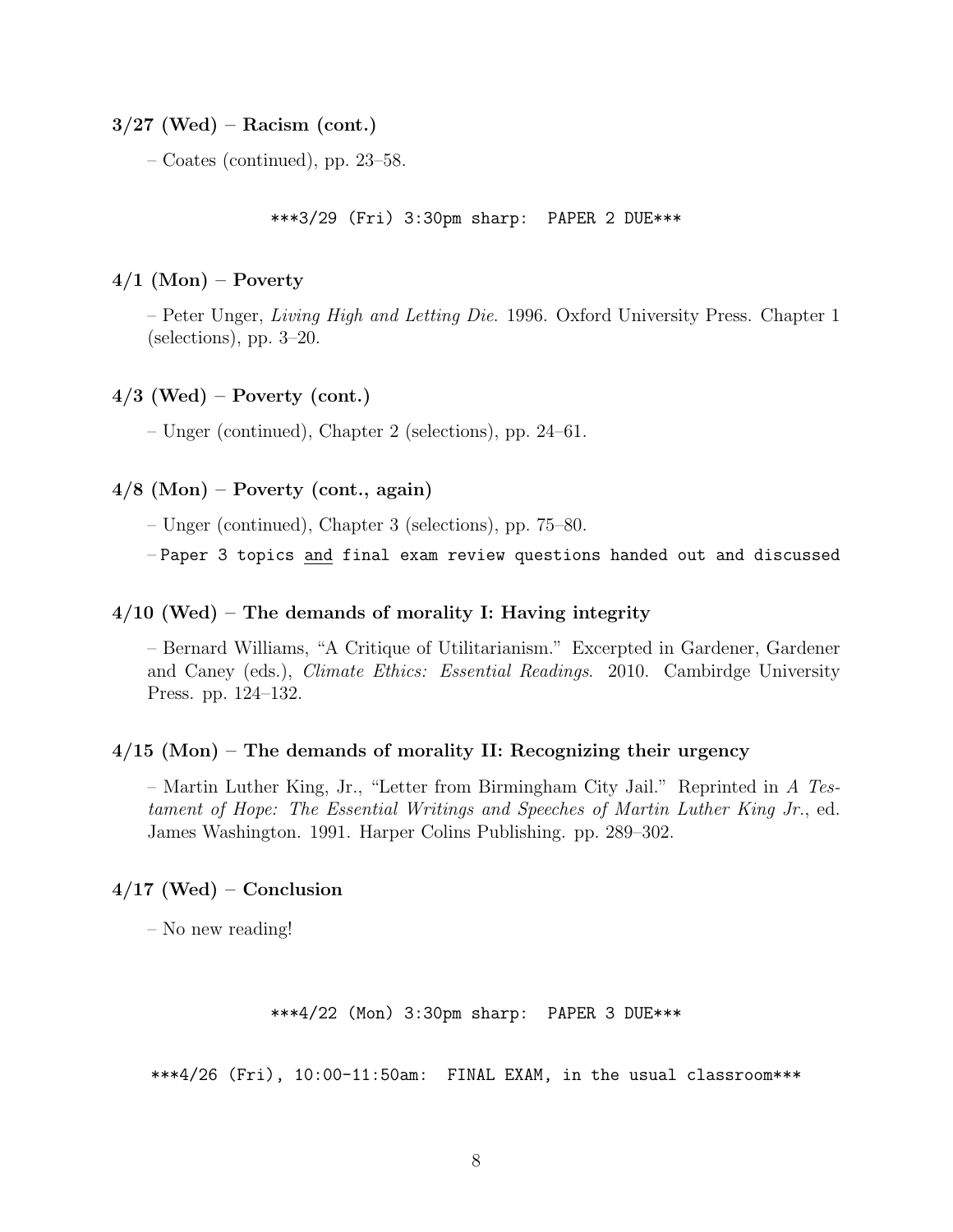**3/27 (Wed) – Racism (cont.)**

– Coates (continued), pp. 23–58.

***3/29 (Fri) 3:30pm sharp: PAPER 2 DUE***

**4/1 (Mon) – Poverty**

– Peter Unger, *Living High and Letting Die*. 1996. Oxford University Press. Chapter 1 (selections), pp. 3–20.

**4/3 (Wed) – Poverty (cont.)**

– Unger (continued), Chapter 2 (selections), pp. 24–61.

**4/8 (Mon) – Poverty (cont., again)**

– Unger (continued), Chapter 3 (selections), pp. 75–80.

– Paper 3 topics <u>and</u> final exam review questions handed out and discussed

**4/10 (Wed) – The demands of morality I: Having integrity**

– Bernard Williams, "A Critique of Utilitarianism." Excerpted in Gardener, Gardener and Caney (eds.), *Climate Ethics: Essential Readings*. 2010. Cambirdge University Press. pp. 124–132.

**4/15 (Mon) – The demands of morality II: Recognizing their urgency**

– Martin Luther King, Jr., "Letter from Birmingham City Jail." Reprinted in *A Testament of Hope: The Essential Writings and Speeches of Martin Luther King Jr.*, ed. James Washington. 1991. Harper Colins Publishing. pp. 289–302.

**4/17 (Wed) – Conclusion**

– No new reading!

***4/22 (Mon) 3:30pm sharp: PAPER 3 DUE***

***4/26 (Fri), 10:00-11:50am: FINAL EXAM, in the usual classroom***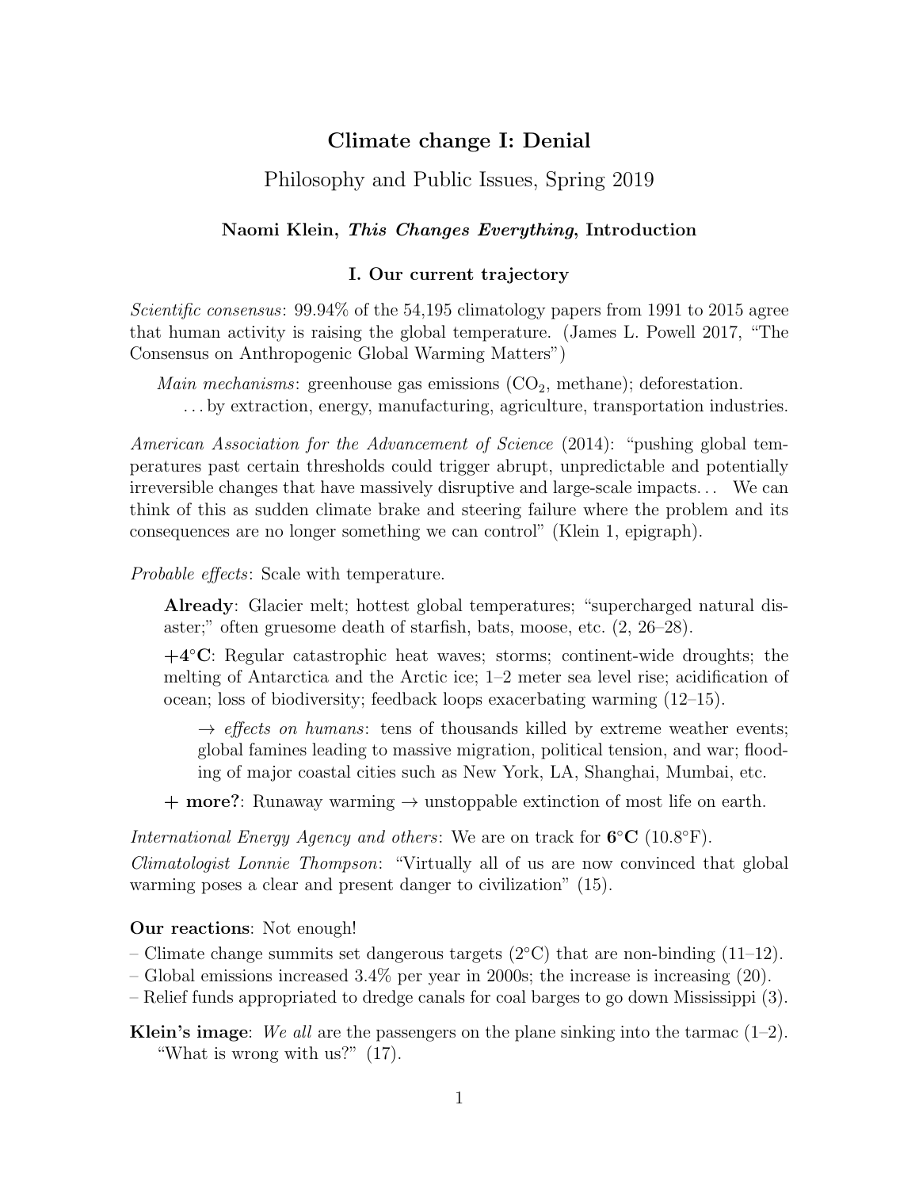# Climate change I: Denial

## Philosophy and Public Issues, Spring 2019

### Naomi Klein, *This Changes Everything*, Introduction

#### I. Our current trajectory

*Scientific consensus*: 99.94% of the 54,195 climatology papers from 1991 to 2015 agree that human activity is raising the global temperature. (James L. Powell 2017, "The Consensus on Anthropogenic Global Warming Matters")

*Main mechanisms*: greenhouse gas emissions ($CO_2$, methane); deforestation.
. . . by extraction, energy, manufacturing, agriculture, transportation industries.

*American Association for the Advancement of Science* (2014): "pushing global temperatures past certain thresholds could trigger abrupt, unpredictable and potentially irreversible changes that have massively disruptive and large-scale impacts. . . We can think of this as sudden climate brake and steering failure where the problem and its consequences are no longer something we can control" (Klein 1, epigraph).

*Probable effects*: Scale with temperature.

**Already**: Glacier melt; hottest global temperatures; "supercharged natural disaster;" often gruesome death of starfish, bats, moose, etc. (2, 26–28).

**+4°C**: Regular catastrophic heat waves; storms; continent-wide droughts; the melting of Antarctica and the Arctic ice; 1–2 meter sea level rise; acidification of ocean; loss of biodiversity; feedback loops exacerbating warming (12–15).

→ *effects on humans*: tens of thousands killed by extreme weather events; global famines leading to massive migration, political tension, and war; flooding of major coastal cities such as New York, LA, Shanghai, Mumbai, etc.

**+ more?**: Runaway warming → unstoppable extinction of most life on earth.

*International Energy Agency and others*: We are on track for **6°C** (10.8°F).
*Climatologist Lonnie Thompson*: "Virtually all of us are now convinced that global warming poses a clear and present danger to civilization" (15).

**Our reactions**: Not enough!
– Climate change summits set dangerous targets (2°C) that are non-binding (11–12).
– Global emissions increased 3.4% per year in 2000s; the increase is increasing (20).
– Relief funds appropriated to dredge canals for coal barges to go down Mississippi (3).

**Klein's image**: *We all* are the passengers on the plane sinking into the tarmac (1–2).
"What is wrong with us?" (17).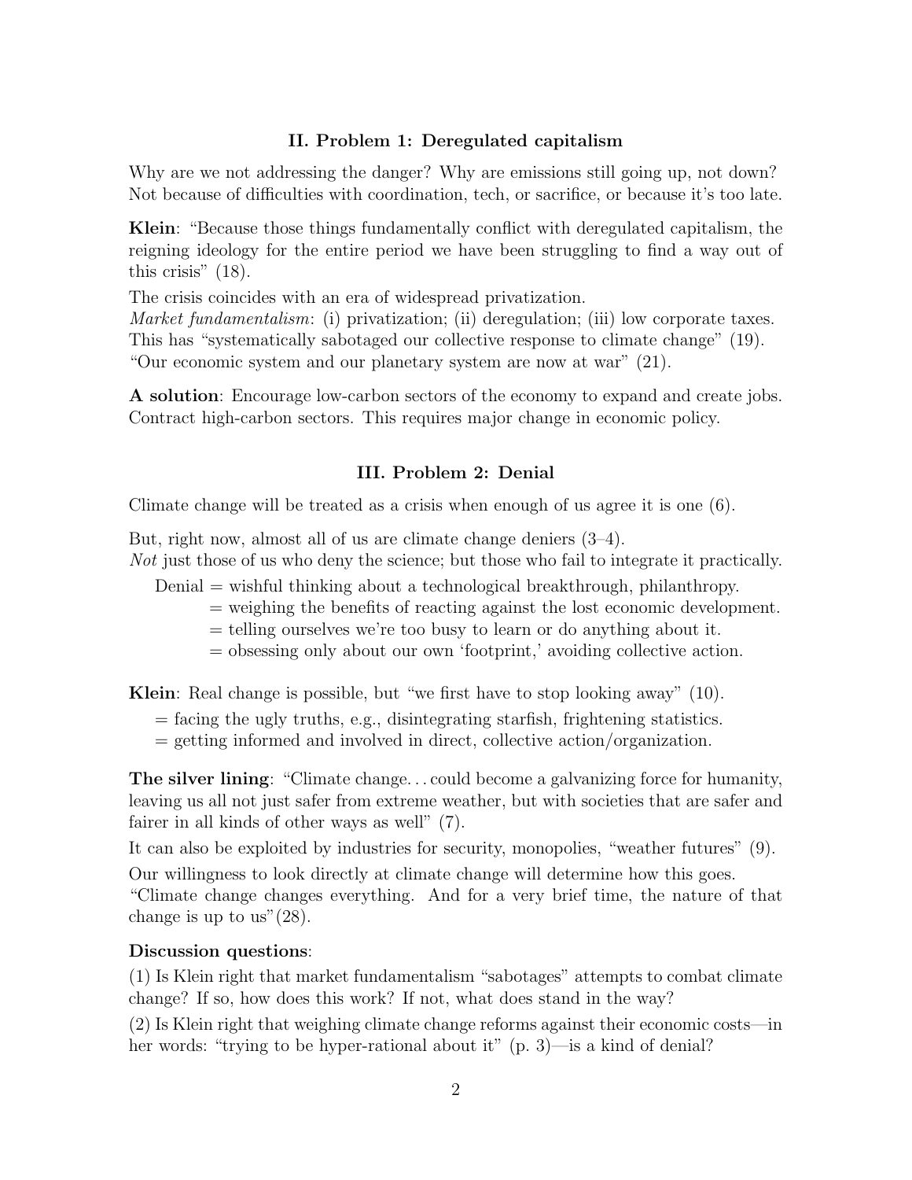## II. Problem 1: Deregulated capitalism

Why are we not addressing the danger? Why are emissions still going up, not down? Not because of difficulties with coordination, tech, or sacrifice, or because it's too late.

**Klein**: "Because those things fundamentally conflict with deregulated capitalism, the reigning ideology for the entire period we have been struggling to find a way out of this crisis" (18).

The crisis coincides with an era of widespread privatization.
*Market fundamentalism*: (i) privatization; (ii) deregulation; (iii) low corporate taxes.
This has "systematically sabotaged our collective response to climate change" (19).
"Our economic system and our planetary system are now at war" (21).

**A solution**: Encourage low-carbon sectors of the economy to expand and create jobs. Contract high-carbon sectors. This requires major change in economic policy.

## III. Problem 2: Denial

Climate change will be treated as a crisis when enough of us agree it is one (6).

But, right now, almost all of us are climate change deniers (3–4).
*Not* just those of us who deny the science; but those who fail to integrate it practically.

Denial = wishful thinking about a technological breakthrough, philanthropy.
= weighing the benefits of reacting against the lost economic development.
= telling ourselves we're too busy to learn or do anything about it.
= obsessing only about our own 'footprint,' avoiding collective action.

**Klein**: Real change is possible, but "we first have to stop looking away" (10).
= facing the ugly truths, e.g., disintegrating starfish, frightening statistics.
= getting informed and involved in direct, collective action/organization.

**The silver lining**: "Climate change. . . could become a galvanizing force for humanity, leaving us all not just safer from extreme weather, but with societies that are safer and fairer in all kinds of other ways as well" (7).

It can also be exploited by industries for security, monopolies, "weather futures" (9).

Our willingness to look directly at climate change will determine how this goes.
"Climate change changes everything. And for a very brief time, the nature of that change is up to us"(28).

**Discussion questions**:

(1) Is Klein right that market fundamentalism "sabotages" attempts to combat climate change? If so, how does this work? If not, what does stand in the way?

(2) Is Klein right that weighing climate change reforms against their economic costs—in her words: "trying to be hyper-rational about it" (p. 3)—is a kind of denial?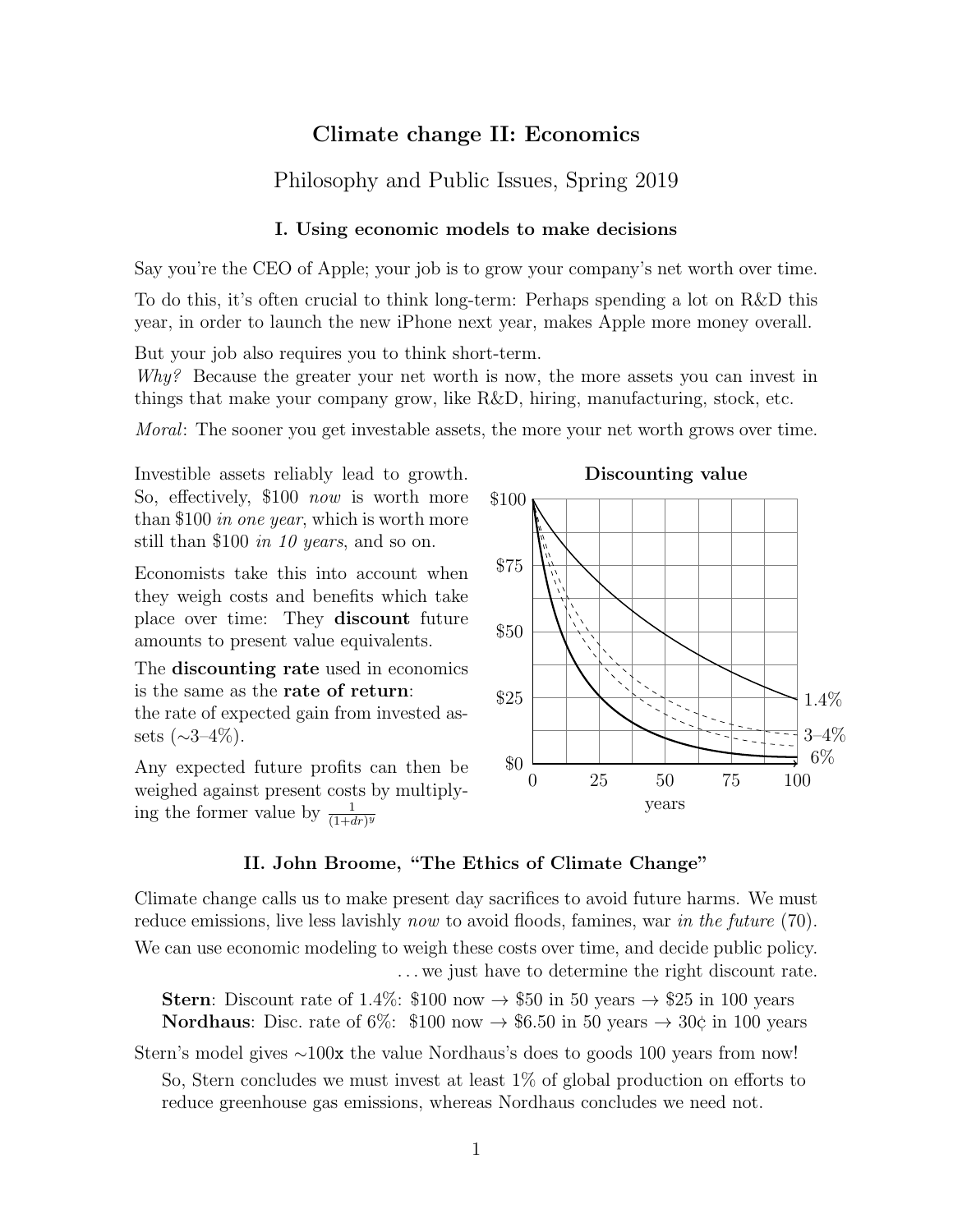# Climate change II: Economics

## Philosophy and Public Issues, Spring 2019

### I. Using economic models to make decisions

Say you're the CEO of Apple; your job is to grow your company's net worth over time.

To do this, it's often crucial to think long-term: Perhaps spending a lot on R&D this year, in order to launch the new iPhone next year, makes Apple more money overall.

But your job also requires you to think short-term.
*Why?* Because the greater your net worth is now, the more assets you can invest in things that make your company grow, like R&D, hiring, manufacturing, stock, etc.

*Moral*: The sooner you get investable assets, the more your net worth grows over time.

Investible assets reliably lead to growth. So, effectively, \$100 *now* is worth more than \$100 *in one year*, which is worth more still than \$100 *in 10 years*, and so on.

Economists take this into account when they weigh costs and benefits which take place over time: They **discount** future amounts to present value equivalents.

The **discounting rate** used in economics is the same as the **rate of return**: the rate of expected gain from invested assets (∼3–4%).

Any expected future profits can then be weighed against present costs by multiplying the former value by $\frac{1}{(1+dr)^y}$

**Discounting value**

[Graph: value from \$100 to \$0 over 0–100 years; curves labeled 1.4%, 3–4%, 6%]

### II. John Broome, "The Ethics of Climate Change"

Climate change calls us to make present day sacrifices to avoid future harms. We must reduce emissions, live less lavishly *now* to avoid floods, famines, war *in the future* (70).

We can use economic modeling to weigh these costs over time, and decide public policy.
. . . we just have to determine the right discount rate.

**Stern**: Discount rate of 1.4%: \$100 now → \$50 in 50 years → \$25 in 100 years
**Nordhaus**: Disc. rate of 6%: \$100 now → \$6.50 in 50 years → 30¢ in 100 years

Stern's model gives ∼100x the value Nordhaus's does to goods 100 years from now!

So, Stern concludes we must invest at least 1% of global production on efforts to reduce greenhouse gas emissions, whereas Nordhaus concludes we need not.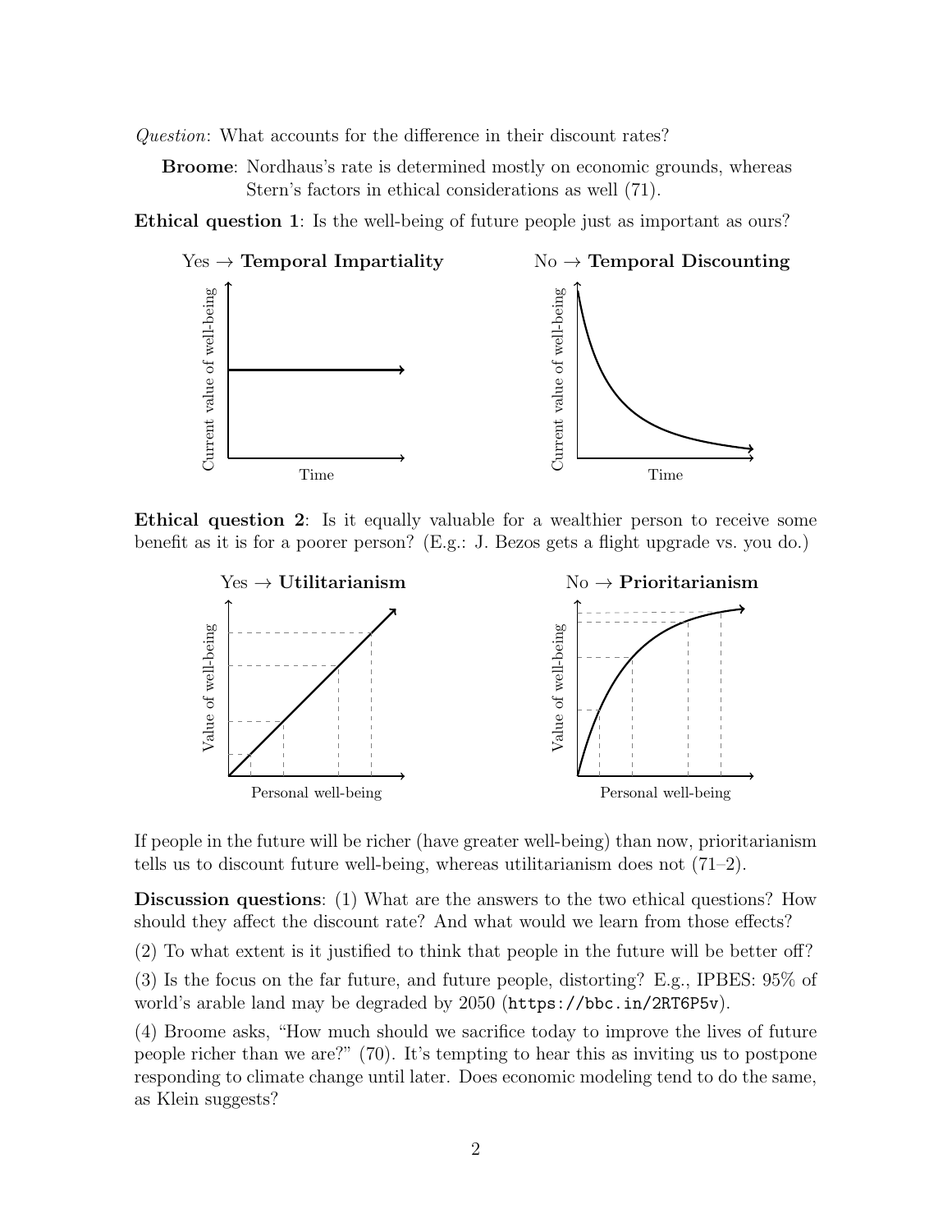*Question*: What accounts for the difference in their discount rates?

**Broome**: Nordhaus's rate is determined mostly on economic grounds, whereas Stern's factors in ethical considerations as well (71).

**Ethical question 1**: Is the well-being of future people just as important as ours?

Yes → **Temporal Impartiality**

No → **Temporal Discounting**

**Ethical question 2**: Is it equally valuable for a wealthier person to receive some benefit as it is for a poorer person? (E.g.: J. Bezos gets a flight upgrade vs. you do.)

Yes → **Utilitarianism**

No → **Prioritarianism**

If people in the future will be richer (have greater well-being) than now, prioritarianism tells us to discount future well-being, whereas utilitarianism does not (71–2).

**Discussion questions**: (1) What are the answers to the two ethical questions? How should they affect the discount rate? And what would we learn from those effects?

(2) To what extent is it justified to think that people in the future will be better off?

(3) Is the focus on the far future, and future people, distorting? E.g., IPBES: 95% of world's arable land may be degraded by 2050 (`https://bbc.in/2RT6P5v`).

(4) Broome asks, "How much should we sacrifice today to improve the lives of future people richer than we are?" (70). It's tempting to hear this as inviting us to postpone responding to climate change until later. Does economic modeling tend to do the same, as Klein suggests?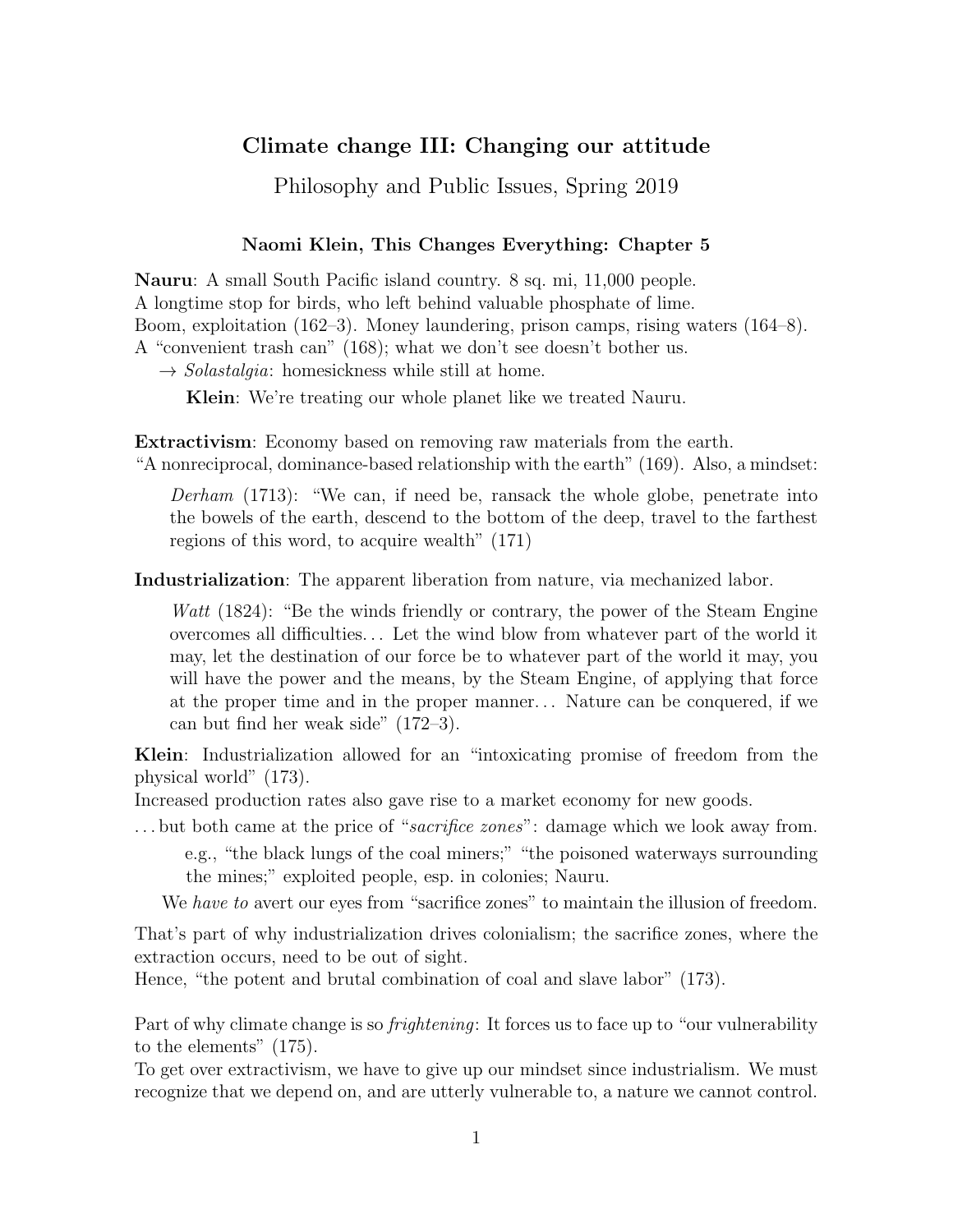# Climate change III: Changing our attitude

## Philosophy and Public Issues, Spring 2019

### Naomi Klein, This Changes Everything: Chapter 5

**Nauru**: A small South Pacific island country. 8 sq. mi, 11,000 people.
A longtime stop for birds, who left behind valuable phosphate of lime.
Boom, exploitation (162–3). Money laundering, prison camps, rising waters (164–8).
A "convenient trash can" (168); what we don't see doesn't bother us.
→ *Solastalgia*: homesickness while still at home.

> **Klein**: We're treating our whole planet like we treated Nauru.

**Extractivism**: Economy based on removing raw materials from the earth.
"A nonreciprocal, dominance-based relationship with the earth" (169). Also, a mindset:

> *Derham* (1713): "We can, if need be, ransack the whole globe, penetrate into the bowels of the earth, descend to the bottom of the deep, travel to the farthest regions of this word, to acquire wealth" (171)

**Industrialization**: The apparent liberation from nature, via mechanized labor.

> *Watt* (1824): "Be the winds friendly or contrary, the power of the Steam Engine overcomes all difficulties... Let the wind blow from whatever part of the world it may, let the destination of our force be to whatever part of the world it may, you will have the power and the means, by the Steam Engine, of applying that force at the proper time and in the proper manner... Nature can be conquered, if we can but find her weak side" (172–3).

**Klein**: Industrialization allowed for an "intoxicating promise of freedom from the physical world" (173).
Increased production rates also gave rise to a market economy for new goods.
... but both came at the price of "*sacrifice zones*": damage which we look away from.

> e.g., "the black lungs of the coal miners;" "the poisoned waterways surrounding the mines;" exploited people, esp. in colonies; Nauru.

We *have to* avert our eyes from "sacrifice zones" to maintain the illusion of freedom.

That's part of why industrialization drives colonialism; the sacrifice zones, where the extraction occurs, need to be out of sight.
Hence, "the potent and brutal combination of coal and slave labor" (173).

Part of why climate change is so *frightening*: It forces us to face up to "our vulnerability to the elements" (175).
To get over extractivism, we have to give up our mindset since industrialism. We must recognize that we depend on, and are utterly vulnerable to, a nature we cannot control.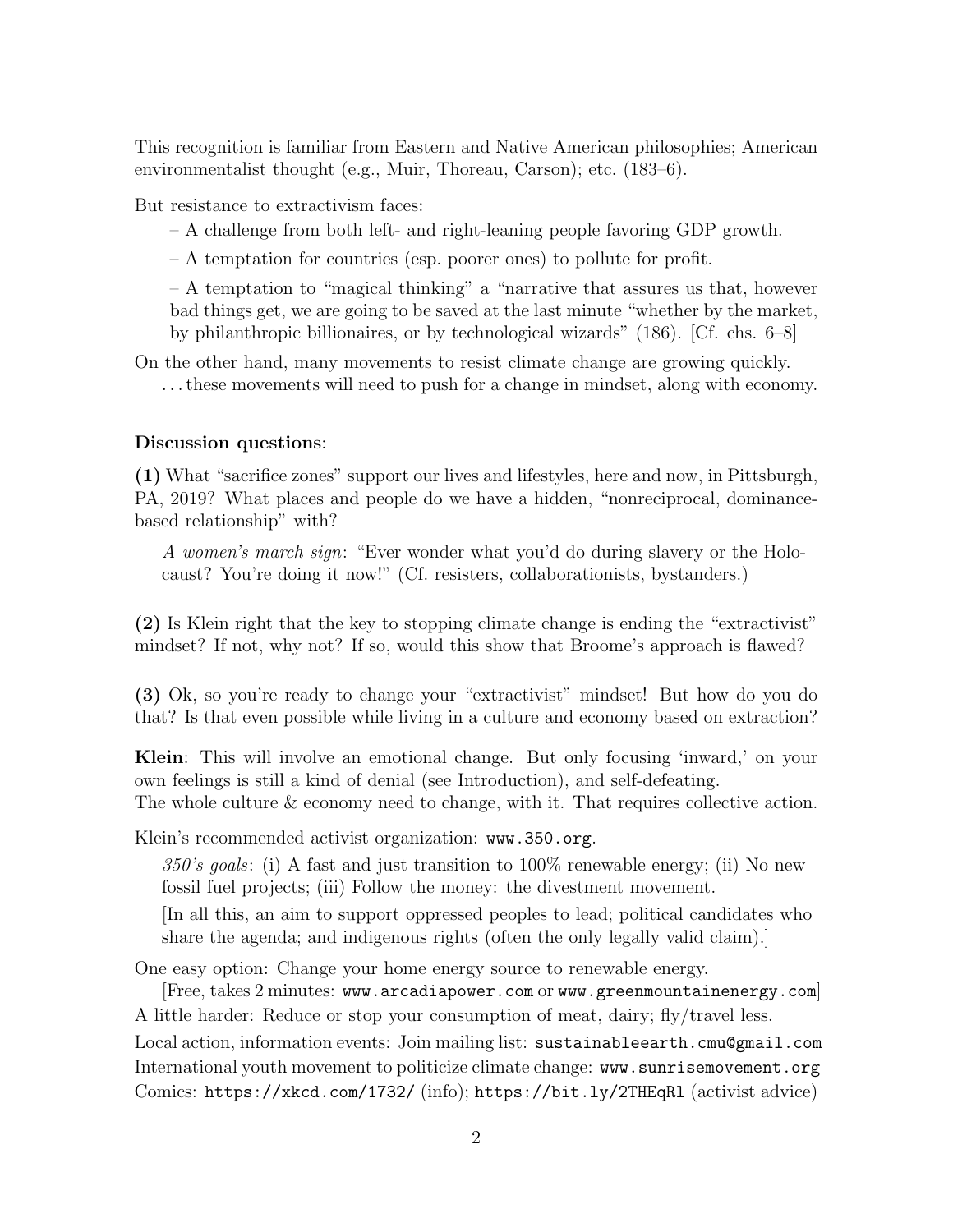This recognition is familiar from Eastern and Native American philosophies; American environmentalist thought (e.g., Muir, Thoreau, Carson); etc. (183–6).

But resistance to extractivism faces:

– A challenge from both left- and right-leaning people favoring GDP growth.

– A temptation for countries (esp. poorer ones) to pollute for profit.

– A temptation to "magical thinking" a "narrative that assures us that, however bad things get, we are going to be saved at the last minute "whether by the market, by philanthropic billionaires, or by technological wizards" (186). [Cf. chs. 6–8]

On the other hand, many movements to resist climate change are growing quickly.
. . . these movements will need to push for a change in mindset, along with economy.

**Discussion questions**:

**(1)** What "sacrifice zones" support our lives and lifestyles, here and now, in Pittsburgh, PA, 2019? What places and people do we have a hidden, "nonreciprocal, dominance-based relationship" with?

> *A women's march sign*: "Ever wonder what you'd do during slavery or the Holocaust? You're doing it now!" (Cf. resisters, collaborationists, bystanders.)

**(2)** Is Klein right that the key to stopping climate change is ending the "extractivist" mindset? If not, why not? If so, would this show that Broome's approach is flawed?

**(3)** Ok, so you're ready to change your "extractivist" mindset! But how do you do that? Is that even possible while living in a culture and economy based on extraction?

**Klein**: This will involve an emotional change. But only focusing 'inward,' on your own feelings is still a kind of denial (see Introduction), and self-defeating.
The whole culture & economy need to change, with it. That requires collective action.

Klein's recommended activist organization: `www.350.org`.

> *350's goals*: (i) A fast and just transition to 100% renewable energy; (ii) No new fossil fuel projects; (iii) Follow the money: the divestment movement.
>
> [In all this, an aim to support oppressed peoples to lead; political candidates who share the agenda; and indigenous rights (often the only legally valid claim).]

One easy option: Change your home energy source to renewable energy.
[Free, takes 2 minutes: `www.arcadiapower.com` or `www.greenmountainenergy.com`]
A little harder: Reduce or stop your consumption of meat, dairy; fly/travel less.
Local action, information events: Join mailing list: `sustainableearth.cmu@gmail.com`
International youth movement to politicize climate change: `www.sunrisemovement.org`
Comics: `https://xkcd.com/1732/` (info); `https://bit.ly/2THEqRl` (activist advice)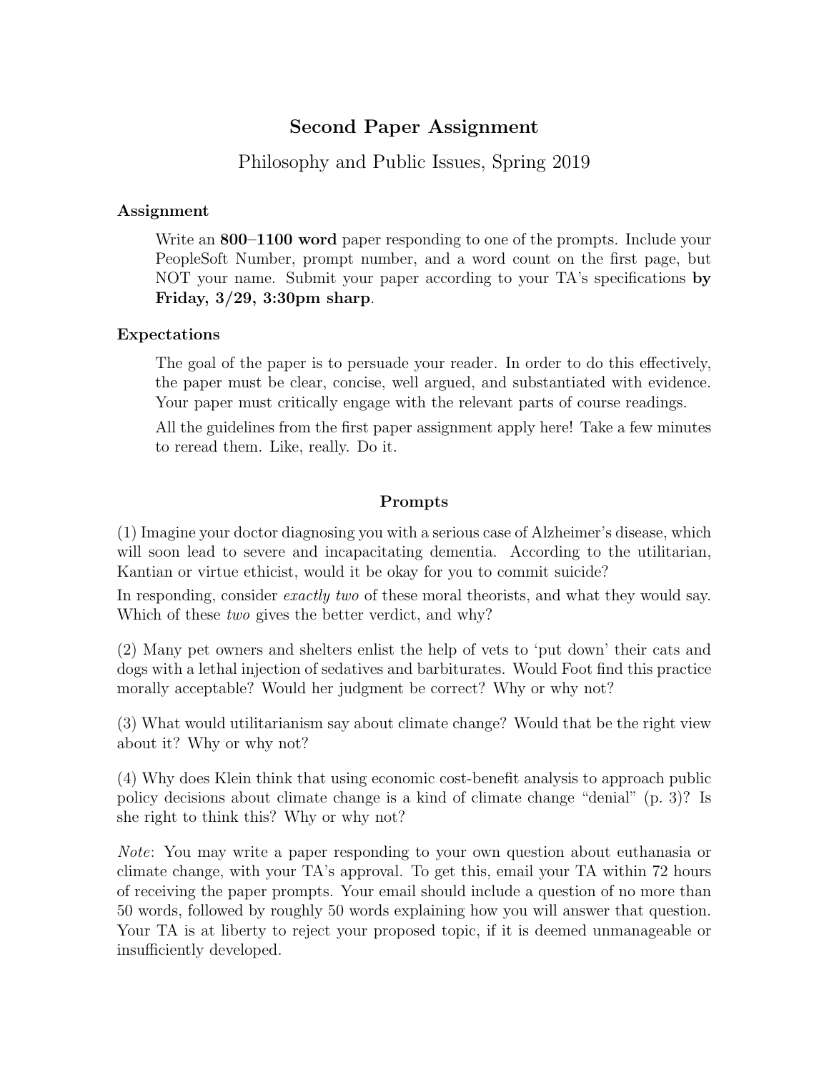# Second Paper Assignment

Philosophy and Public Issues, Spring 2019

### Assignment

Write an **800–1100 word** paper responding to one of the prompts. Include your PeopleSoft Number, prompt number, and a word count on the first page, but NOT your name. Submit your paper according to your TA's specifications **by Friday, 3/29, 3:30pm sharp**.

### Expectations

The goal of the paper is to persuade your reader. In order to do this effectively, the paper must be clear, concise, well argued, and substantiated with evidence. Your paper must critically engage with the relevant parts of course readings.

All the guidelines from the first paper assignment apply here! Take a few minutes to reread them. Like, really. Do it.

## Prompts

(1) Imagine your doctor diagnosing you with a serious case of Alzheimer's disease, which will soon lead to severe and incapacitating dementia. According to the utilitarian, Kantian or virtue ethicist, would it be okay for you to commit suicide?

In responding, consider *exactly two* of these moral theorists, and what they would say. Which of these *two* gives the better verdict, and why?

(2) Many pet owners and shelters enlist the help of vets to 'put down' their cats and dogs with a lethal injection of sedatives and barbiturates. Would Foot find this practice morally acceptable? Would her judgment be correct? Why or why not?

(3) What would utilitarianism say about climate change? Would that be the right view about it? Why or why not?

(4) Why does Klein think that using economic cost-benefit analysis to approach public policy decisions about climate change is a kind of climate change "denial" (p. 3)? Is she right to think this? Why or why not?

*Note*: You may write a paper responding to your own question about euthanasia or climate change, with your TA's approval. To get this, email your TA within 72 hours of receiving the paper prompts. Your email should include a question of no more than 50 words, followed by roughly 50 words explaining how you will answer that question. Your TA is at liberty to reject your proposed topic, if it is deemed unmanageable or insufficiently developed.